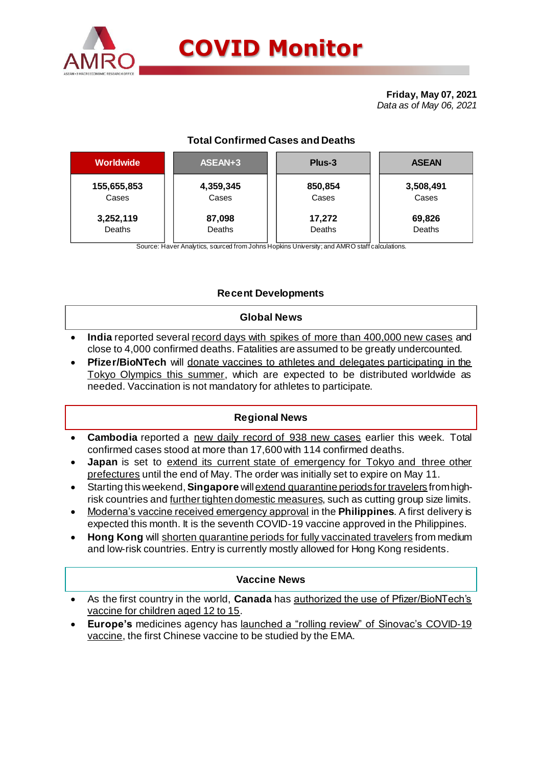# COVID Monitor

**Friday, May 07, 2021**
*Data as of May 06, 2021*

## Total Confirmed Cases and Deaths

| Worldwide | ASEAN+3 | Plus-3 | ASEAN |
|---|---|---|---|
| **155,655,853** Cases | **4,359,345** Cases | **850,854** Cases | **3,508,491** Cases |
| **3,252,119** Deaths | **87,098** Deaths | **17,272** Deaths | **69,826** Deaths |

Source: Haver Analytics, sourced from Johns Hopkins University; and AMRO staff calculations.

## Recent Developments

### Global News

- **India** reported several record days with spikes of more than 400,000 new cases and close to 4,000 confirmed deaths. Fatalities are assumed to be greatly undercounted.
- **Pfizer/BioNTech** will donate vaccines to athletes and delegates participating in the Tokyo Olympics this summer, which are expected to be distributed worldwide as needed. Vaccination is not mandatory for athletes to participate.

### Regional News

- **Cambodia** reported a new daily record of 938 new cases earlier this week. Total confirmed cases stood at more than 17,600 with 114 confirmed deaths.
- **Japan** is set to extend its current state of emergency for Tokyo and three other prefectures until the end of May. The order was initially set to expire on May 11.
- Starting this weekend, **Singapore** will extend quarantine periods for travelers from high-risk countries and further tighten domestic measures, such as cutting group size limits.
- Moderna's vaccine received emergency approval in the **Philippines**. A first delivery is expected this month. It is the seventh COVID-19 vaccine approved in the Philippines.
- **Hong Kong** will shorten quarantine periods for fully vaccinated travelers from medium and low-risk countries. Entry is currently mostly allowed for Hong Kong residents.

### Vaccine News

- As the first country in the world, **Canada** has authorized the use of Pfizer/BioNTech's vaccine for children aged 12 to 15.
- **Europe's** medicines agency has launched a "rolling review" of Sinovac's COVID-19 vaccine, the first Chinese vaccine to be studied by the EMA.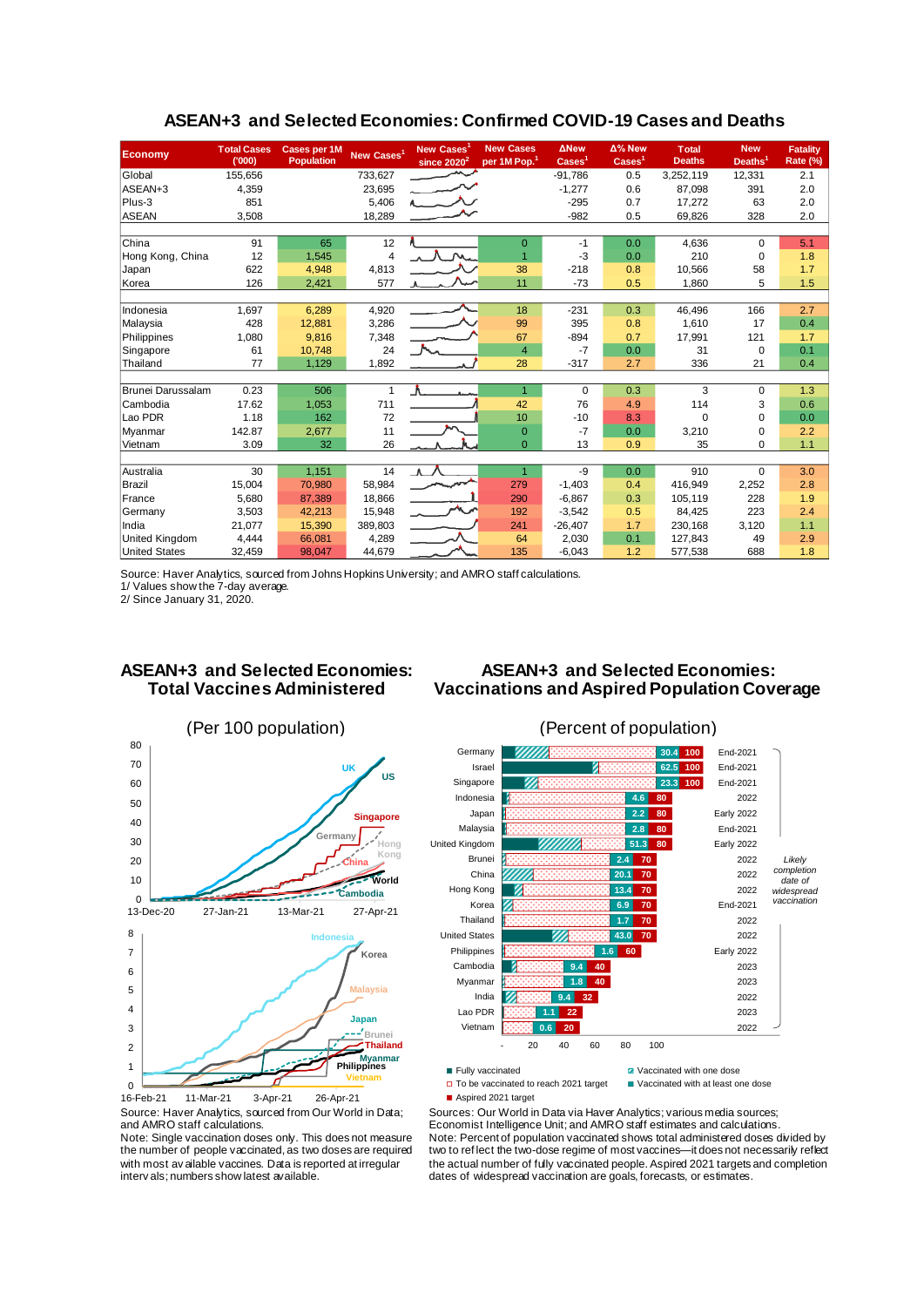## ASEAN+3 and Selected Economies: Confirmed COVID-19 Cases and Deaths

| Economy | Total Cases ('000) | Cases per 1M Population | New Cases[1] | New Cases[1] since 2020[2] | New Cases per 1M Pop.[1] | ΔNew Cases[1] | Δ% New Cases[1] | Total Deaths | New Deaths[1] | Fatality Rate (%) |
|---|---|---|---|---|---|---|---|---|---|---|
| Global | 155,656 | | 733,627 | | | -91,786 | 0.5 | 3,252,119 | 12,331 | 2.1 |
| ASEAN+3 | 4,359 | | 23,695 | | | -1,277 | 0.6 | 87,098 | 391 | 2.0 |
| Plus-3 | 851 | | 5,406 | | | -295 | 0.7 | 17,272 | 63 | 2.0 |
| ASEAN | 3,508 | | 18,289 | | | -982 | 0.5 | 69,826 | 328 | 2.0 |
| | | | | | | | | | | |
| China | 91 | 65 | 12 | | 0 | -1 | 0.0 | 4,636 | 0 | 5.1 |
| Hong Kong, China | 12 | 1,545 | 4 | | 1 | -3 | 0.0 | 210 | 0 | 1.8 |
| Japan | 622 | 4,948 | 4,813 | | 38 | -218 | 0.8 | 10,566 | 58 | 1.7 |
| Korea | 126 | 2,421 | 577 | | 11 | -73 | 0.5 | 1,860 | 5 | 1.5 |
| | | | | | | | | | | |
| Indonesia | 1,697 | 6,289 | 4,920 | | 18 | -231 | 0.3 | 46,496 | 166 | 2.7 |
| Malaysia | 428 | 12,881 | 3,286 | | 99 | 395 | 0.8 | 1,610 | 17 | 0.4 |
| Philippines | 1,080 | 9,816 | 7,348 | | 67 | -894 | 0.7 | 17,991 | 121 | 1.7 |
| Singapore | 61 | 10,748 | 24 | | 4 | -7 | 0.0 | 31 | 0 | 0.1 |
| Thailand | 77 | 1,129 | 1,892 | | 28 | -317 | 2.7 | 336 | 21 | 0.4 |
| | | | | | | | | | | |
| Brunei Darussalam | 0.23 | 506 | 1 | | 1 | 0 | 0.3 | 3 | 0 | 1.3 |
| Cambodia | 17.62 | 1,053 | 711 | | 42 | 76 | 4.9 | 114 | 3 | 0.6 |
| Lao PDR | 1.18 | 162 | 72 | | 10 | -10 | 8.3 | 0 | 0 | 0.0 |
| Myanmar | 142.87 | 2,677 | 11 | | 0 | -7 | 0.0 | 3,210 | 0 | 2.2 |
| Vietnam | 3.09 | 32 | 26 | | 0 | 13 | 0.9 | 35 | 0 | 1.1 |
| | | | | | | | | | | |
| Australia | 30 | 1,151 | 14 | | 1 | -9 | 0.0 | 910 | 0 | 3.0 |
| Brazil | 15,004 | 70,980 | 58,984 | | 279 | -1,403 | 0.4 | 416,949 | 2,252 | 2.8 |
| France | 5,680 | 87,389 | 18,866 | | 290 | -6,867 | 0.3 | 105,119 | 228 | 1.9 |
| Germany | 3,503 | 42,213 | 15,948 | | 192 | -3,542 | 0.5 | 84,425 | 223 | 2.4 |
| India | 21,077 | 15,390 | 389,803 | | 241 | -26,407 | 1.7 | 230,168 | 3,120 | 1.1 |
| United Kingdom | 4,444 | 66,081 | 4,289 | | 64 | 2,030 | 0.1 | 127,843 | 49 | 2.9 |
| United States | 32,459 | 98,047 | 44,679 | | 135 | -6,043 | 1.2 | 577,538 | 688 | 1.8 |

Source: Haver Analytics, sourced from Johns Hopkins University; and AMRO staff calculations.
1/ Values show the 7-day average.
2/ Since January 31, 2020.

## ASEAN+3 and Selected Economies: Total Vaccines Administered

(Per 100 population)

Source: Haver Analytics, sourced from Our World in Data; and AMRO staff calculations.
Note: Single vaccination doses only. This does not measure the number of people vaccinated, as two doses are required with most available vaccines. Data is reported at irregular intervals; numbers show latest available.

## ASEAN+3 and Selected Economies: Vaccinations and Aspired Population Coverage

(Percent of population)

| Economy | Vaccinated with at least one dose (%) | Aspired 2021 target (%) | Likely completion date of widespread vaccination |
|---|---|---|---|
| Germany | 30.4 | 100 | End-2021 |
| Israel | 62.5 | 100 | End-2021 |
| Singapore | 23.3 | 100 | End-2021 |
| Indonesia | 4.6 | 80 | 2022 |
| Japan | 2.2 | 80 | Early 2022 |
| Malaysia | 2.8 | 80 | End-2021 |
| United Kingdom | 51.3 | 80 | Early 2022 |
| Brunei | 2.4 | 70 | 2022 |
| China | 20.1 | 70 | 2022 |
| Hong Kong | 13.4 | 70 | 2022 |
| Korea | 6.9 | 70 | End-2021 |
| Thailand | 1.7 | 70 | 2022 |
| United States | 43.0 | 70 | 2022 |
| Philippines | 1.6 | 60 | Early 2022 |
| Cambodia | 9.4 | 40 | 2023 |
| Myanmar | 1.8 | 40 | 2023 |
| India | 9.4 | 32 | 2022 |
| Lao PDR | 1.1 | 22 | 2023 |
| Vietnam | 0.6 | 20 | 2022 |

Legend: Fully vaccinated; Vaccinated with one dose; To be vaccinated to reach 2021 target; Vaccinated with at least one dose; Aspired 2021 target

Sources: Our World in Data via Haver Analytics; various media sources; Economist Intelligence Unit; and AMRO staff estimates and calculations.
Note: Percent of population vaccinated shows total administered doses divided by two to reflect the two-dose regime of most vaccines—it does not necessarily reflect the actual number of fully vaccinated people. Aspired 2021 targets and completion dates of widespread vaccination are goals, forecasts, or estimates.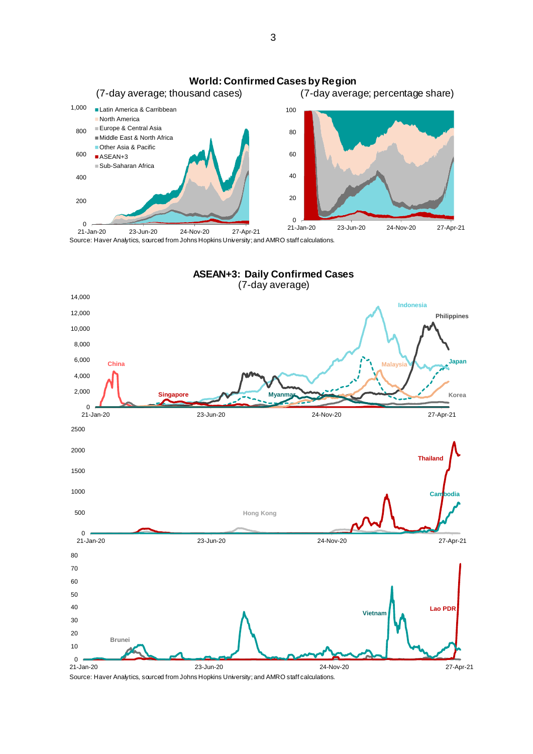**World: Confirmed Cases by Region**

(7-day average; thousand cases) | (7-day average; percentage share)

Source: Haver Analytics, sourced from Johns Hopkins University; and AMRO staff calculations.

**ASEAN+3: Daily Confirmed Cases**

(7-day average)

Source: Haver Analytics, sourced from Johns Hopkins University; and AMRO staff calculations.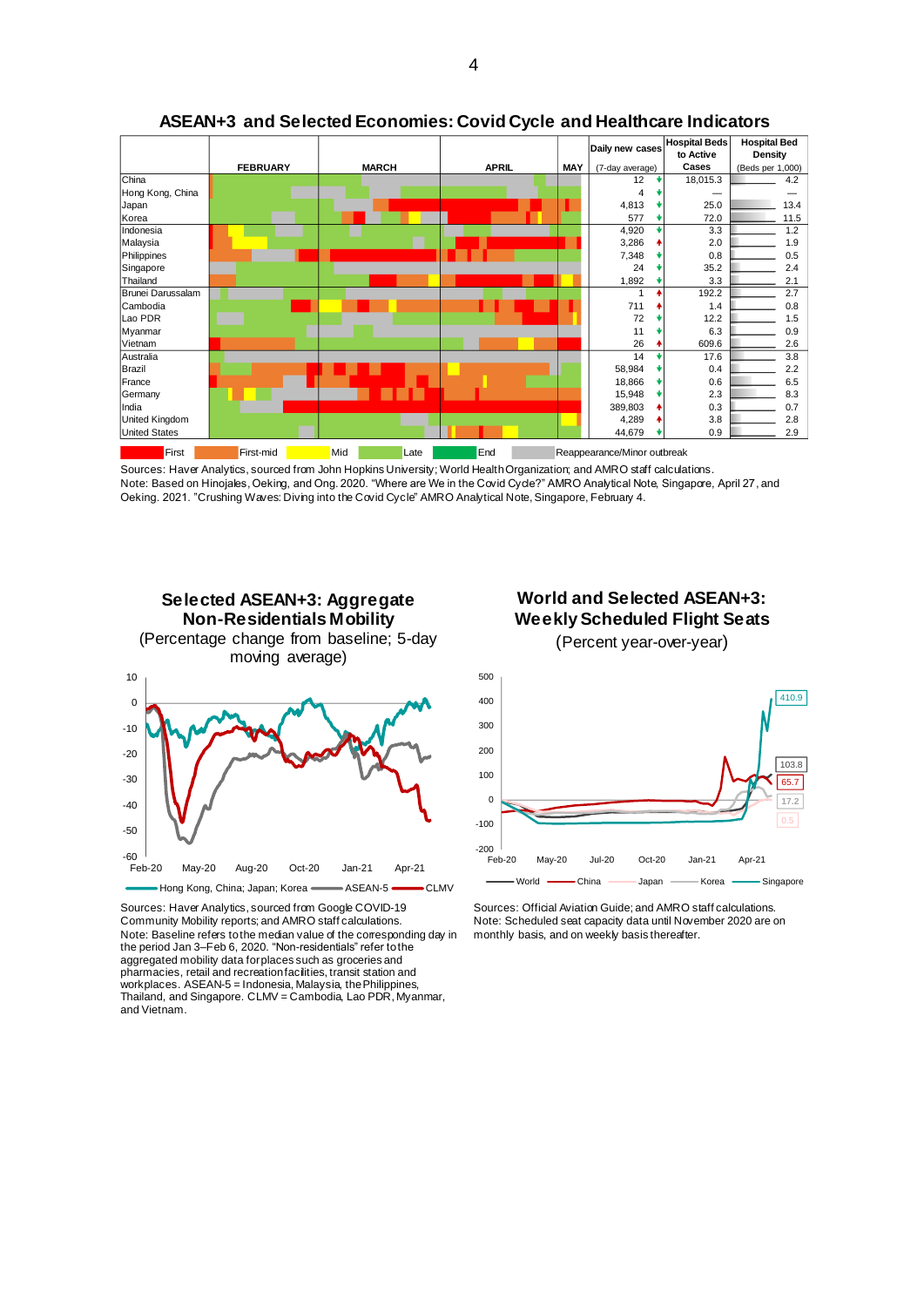## ASEAN+3 and Selected Economies: Covid Cycle and Healthcare Indicators

| | FEBRUARY | MARCH | APRIL | MAY | Daily new cases (7-day average) | Hospital Beds to Active Cases | Hospital Bed Density (Beds per 1,000) |
|---|---|---|---|---|---|---|---|
| China | | | | | 12 | 18,015.3 | 4.2 |
| Hong Kong, China | | | | | 4 | — | — |
| Japan | | | | | 4,813 | 25.0 | 13.4 |
| Korea | | | | | 577 | 72.0 | 11.5 |
| Indonesia | | | | | 4,920 | 3.3 | 1.2 |
| Malaysia | | | | | 3,286 | 2.0 | 1.9 |
| Philippines | | | | | 7,348 | 0.8 | 0.5 |
| Singapore | | | | | 24 | 35.2 | 2.4 |
| Thailand | | | | | 1,892 | 3.3 | 2.1 |
| Brunei Darussalam | | | | | 1 | 192.2 | 2.7 |
| Cambodia | | | | | 711 | 1.4 | 0.8 |
| Lao PDR | | | | | 72 | 12.2 | 1.5 |
| Myanmar | | | | | 11 | 6.3 | 0.9 |
| Vietnam | | | | | 26 | 609.6 | 2.6 |
| Australia | | | | | 14 | 17.6 | 3.8 |
| Brazil | | | | | 58,984 | 0.4 | 2.2 |
| France | | | | | 18,866 | 0.6 | 6.5 |
| Germany | | | | | 15,948 | 2.3 | 8.3 |
| India | | | | | 389,803 | 0.3 | 0.7 |
| United Kingdom | | | | | 4,289 | 3.8 | 2.8 |
| United States | | | | | 44,679 | 0.9 | 2.9 |

First | First-mid | Mid | Late | End | Reappearance/Minor outbreak

Sources: Haver Analytics, sourced from John Hopkins University; World Health Organization; and AMRO staff calculations.
Note: Based on Hinojales, Oeking, and Ong. 2020. "Where are We in the Covid Cycle?" AMRO Analytical Note, Singapore, April 27, and Oeking. 2021. "Crushing Waves: Diving into the Covid Cycle" AMRO Analytical Note, Singapore, February 4.

### Selected ASEAN+3: Aggregate Non-Residentials Mobility

(Percentage change from baseline; 5-day moving average)

10
0
-10
-20
-30
-40
-50
-60
Feb-20 May-20 Aug-20 Oct-20 Jan-21 Apr-21

Hong Kong, China; Japan; Korea — ASEAN-5 — CLMV

Sources: Haver Analytics, sourced from Google COVID-19 Community Mobility reports; and AMRO staff calculations.
Note: Baseline refers to the median value of the corresponding day in the period Jan 3–Feb 6, 2020. "Non-residentials" refer to the aggregated mobility data for places such as groceries and pharmacies, retail and recreation facilities, transit station and workplaces. ASEAN-5 = Indonesia, Malaysia, the Philippines, Thailand, and Singapore. CLMV = Cambodia, Lao PDR, Myanmar, and Vietnam.

### World and Selected ASEAN+3: Weekly Scheduled Flight Seats

(Percent year-over-year)

500
400
300
200
100
0
-100
-200
Feb-20 May-20 Jul-20 Oct-20 Jan-21 Apr-21

410.9
103.8
65.7
17.2
0.5

World — China — Japan — Korea — Singapore

Sources: Official Aviation Guide; and AMRO staff calculations.
Note: Scheduled seat capacity data until November 2020 are on monthly basis, and on weekly basis thereafter.